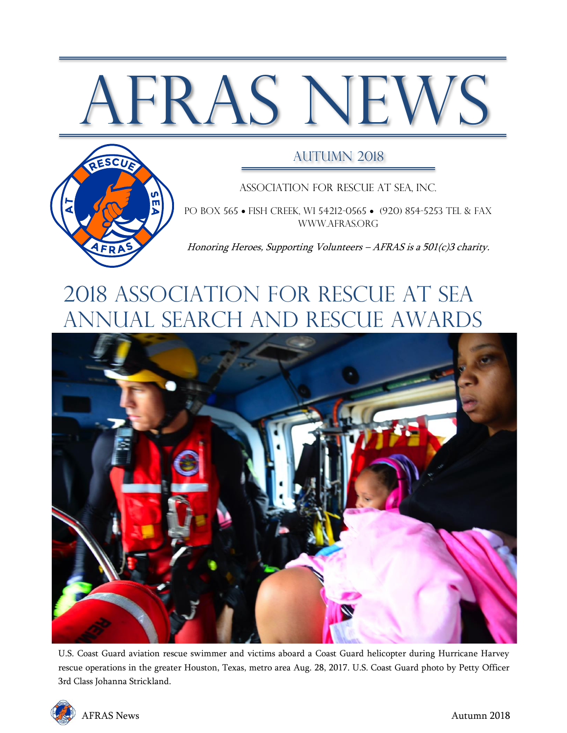# AFRAS NEWS

## Autumn 2018

ASSOCIATION FOR RESCUE AT SEA, INC.

PO BOX 565 • FISH CREEK, WI 54212-0565 • (920) 854-5253 TEL & FAX
WWW.AFRAS.ORG

*Honoring Heroes, Supporting Volunteers – AFRAS is a 501(c)3 charity.*

# 2018 Association for Rescue at Sea Annual Search and Rescue Awards

U.S. Coast Guard aviation rescue swimmer and victims aboard a Coast Guard helicopter during Hurricane Harvey rescue operations in the greater Houston, Texas, metro area Aug. 28, 2017. U.S. Coast Guard photo by Petty Officer 3rd Class Johanna Strickland.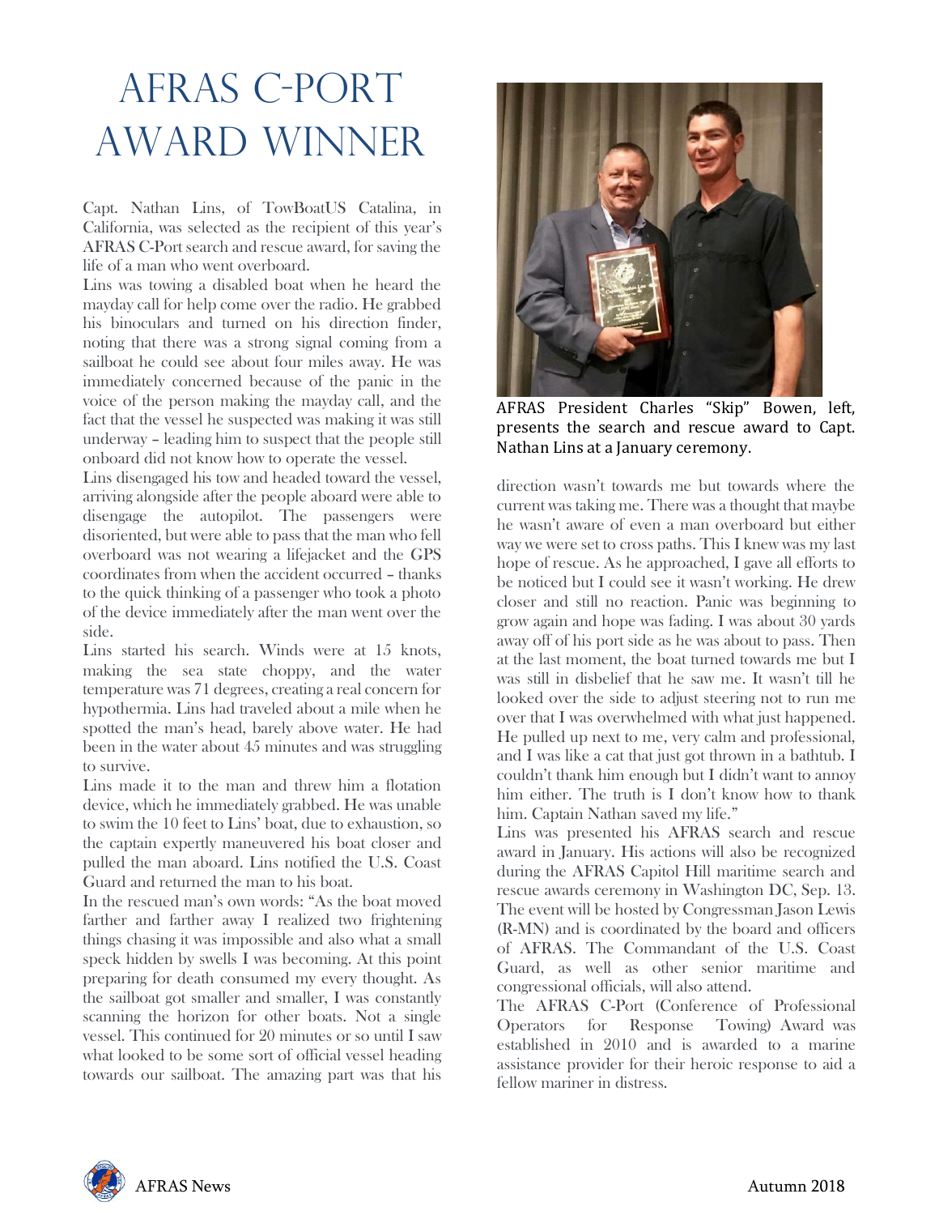# AFRAS C-PORT AWARD WINNER

Capt. Nathan Lins, of TowBoatUS Catalina, in California, was selected as the recipient of this year's AFRAS C-Port search and rescue award, for saving the life of a man who went overboard.

Lins was towing a disabled boat when he heard the mayday call for help come over the radio. He grabbed his binoculars and turned on his direction finder, noting that there was a strong signal coming from a sailboat he could see about four miles away. He was immediately concerned because of the panic in the voice of the person making the mayday call, and the fact that the vessel he suspected was making it was still underway – leading him to suspect that the people still onboard did not know how to operate the vessel.

Lins disengaged his tow and headed toward the vessel, arriving alongside after the people aboard were able to disengage the autopilot. The passengers were disoriented, but were able to pass that the man who fell overboard was not wearing a lifejacket and the GPS coordinates from when the accident occurred – thanks to the quick thinking of a passenger who took a photo of the device immediately after the man went over the side.

Lins started his search. Winds were at 15 knots, making the sea state choppy, and the water temperature was 71 degrees, creating a real concern for hypothermia. Lins had traveled about a mile when he spotted the man's head, barely above water. He had been in the water about 45 minutes and was struggling to survive.

Lins made it to the man and threw him a flotation device, which he immediately grabbed. He was unable to swim the 10 feet to Lins' boat, due to exhaustion, so the captain expertly maneuvered his boat closer and pulled the man aboard. Lins notified the U.S. Coast Guard and returned the man to his boat.

In the rescued man's own words: "As the boat moved farther and farther away I realized two frightening things chasing it was impossible and also what a small speck hidden by swells I was becoming. At this point preparing for death consumed my every thought. As the sailboat got smaller and smaller, I was constantly scanning the horizon for other boats. Not a single vessel. This continued for 20 minutes or so until I saw what looked to be some sort of official vessel heading towards our sailboat. The amazing part was that his direction wasn't towards me but towards where the current was taking me. There was a thought that maybe he wasn't aware of even a man overboard but either way we were set to cross paths. This I knew was my last hope of rescue. As he approached, I gave all efforts to be noticed but I could see it wasn't working. He drew closer and still no reaction. Panic was beginning to grow again and hope was fading. I was about 30 yards away off of his port side as he was about to pass. Then at the last moment, the boat turned towards me but I was still in disbelief that he saw me. It wasn't till he looked over the side to adjust steering not to run me over that I was overwhelmed with what just happened. He pulled up next to me, very calm and professional, and I was like a cat that just got thrown in a bathtub. I couldn't thank him enough but I didn't want to annoy him either. The truth is I don't know how to thank him. Captain Nathan saved my life."

AFRAS President Charles "Skip" Bowen, left, presents the search and rescue award to Capt. Nathan Lins at a January ceremony.

Lins was presented his AFRAS search and rescue award in January. His actions will also be recognized during the AFRAS Capitol Hill maritime search and rescue awards ceremony in Washington DC, Sep. 13. The event will be hosted by Congressman Jason Lewis (R-MN) and is coordinated by the board and officers of AFRAS. The Commandant of the U.S. Coast Guard, as well as other senior maritime and congressional officials, will also attend.

The AFRAS C-Port (Conference of Professional Operators for Response Towing) Award was established in 2010 and is awarded to a marine assistance provider for their heroic response to aid a fellow mariner in distress.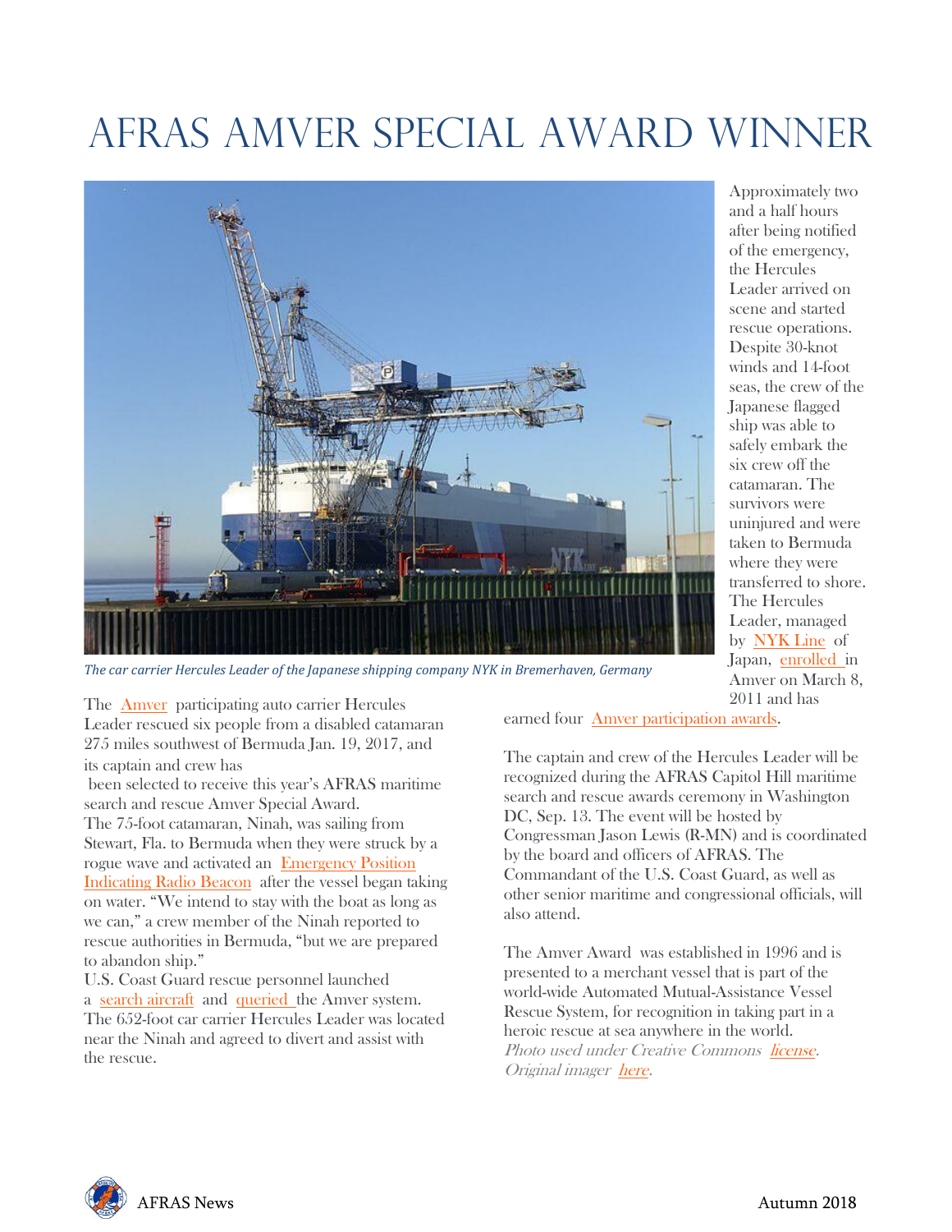# AFRAS Amver Special Award Winner

*The car carrier Hercules Leader of the Japanese shipping company NYK in Bremerhaven, Germany*

The Amver participating auto carrier Hercules Leader rescued six people from a disabled catamaran 275 miles southwest of Bermuda Jan. 19, 2017, and its captain and crew has been selected to receive this year's AFRAS maritime search and rescue Amver Special Award.

The 75-foot catamaran, Ninah, was sailing from Stewart, Fla. to Bermuda when they were struck by a rogue wave and activated an Emergency Position Indicating Radio Beacon after the vessel began taking on water. "We intend to stay with the boat as long as we can," a crew member of the Ninah reported to rescue authorities in Bermuda, "but we are prepared to abandon ship."

U.S. Coast Guard rescue personnel launched a search aircraft and queried the Amver system. The 652-foot car carrier Hercules Leader was located near the Ninah and agreed to divert and assist with the rescue.

Approximately two and a half hours after being notified of the emergency, the Hercules Leader arrived on scene and started rescue operations. Despite 30-knot winds and 14-foot seas, the crew of the Japanese flagged ship was able to safely embark the six crew off the catamaran. The survivors were uninjured and were taken to Bermuda where they were transferred to shore. The Hercules Leader, managed by NYK Line of Japan, enrolled in Amver on March 8, 2011 and has earned four Amver participation awards.

The captain and crew of the Hercules Leader will be recognized during the AFRAS Capitol Hill maritime search and rescue awards ceremony in Washington DC, Sep. 13. The event will be hosted by Congressman Jason Lewis (R-MN) and is coordinated by the board and officers of AFRAS. The Commandant of the U.S. Coast Guard, as well as other senior maritime and congressional officials, will also attend.

The Amver Award was established in 1996 and is presented to a merchant vessel that is part of the world-wide Automated Mutual-Assistance Vessel Rescue System, for recognition in taking part in a heroic rescue at sea anywhere in the world.

*Photo used under Creative Commons license. Original imager here.*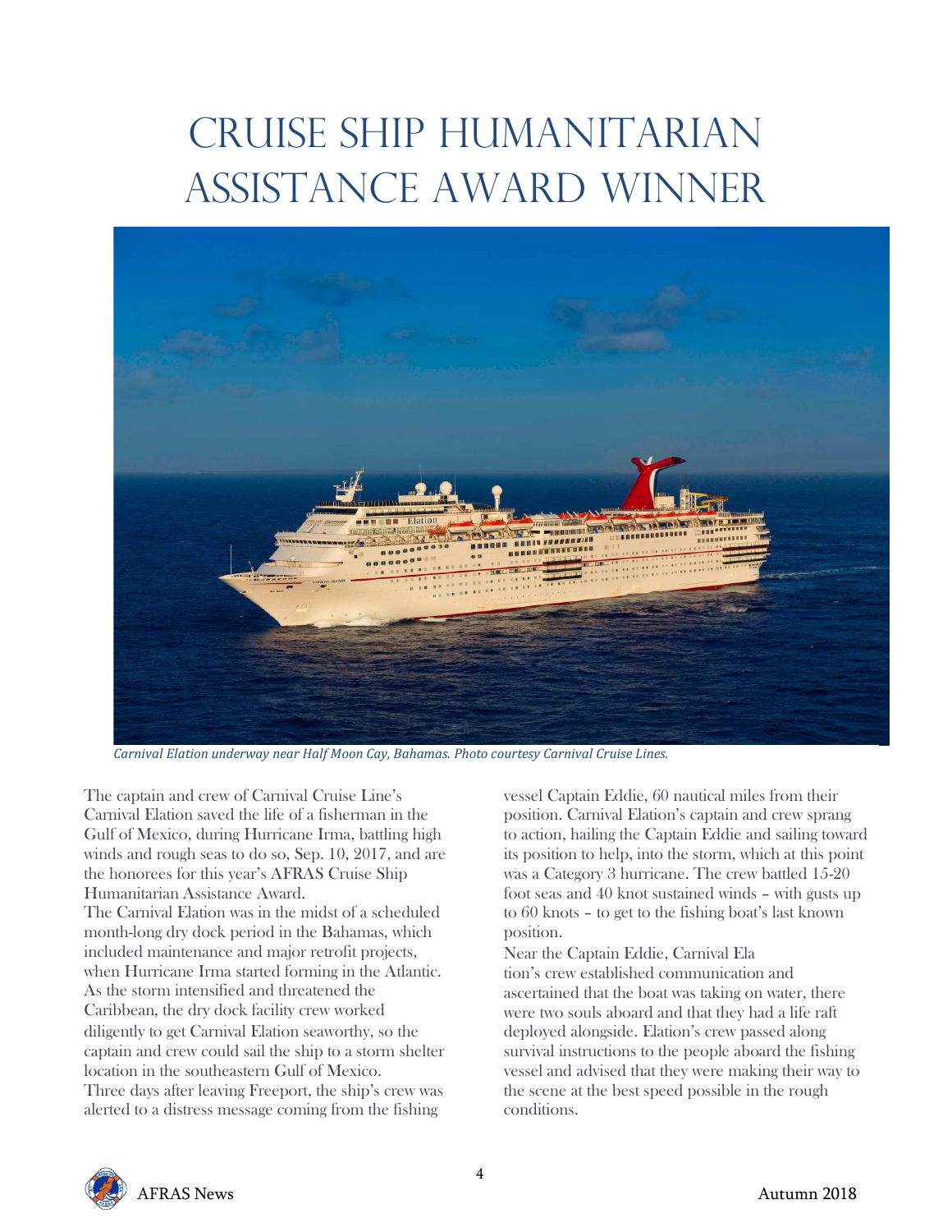# Cruise Ship Humanitarian Assistance Award Winner

*Carnival Elation underway near Half Moon Cay, Bahamas. Photo courtesy Carnival Cruise Lines.*

The captain and crew of Carnival Cruise Line's Carnival Elation saved the life of a fisherman in the Gulf of Mexico, during Hurricane Irma, battling high winds and rough seas to do so, Sep. 10, 2017, and are the honorees for this year's AFRAS Cruise Ship Humanitarian Assistance Award.

The Carnival Elation was in the midst of a scheduled month-long dry dock period in the Bahamas, which included maintenance and major retrofit projects, when Hurricane Irma started forming in the Atlantic. As the storm intensified and threatened the Caribbean, the dry dock facility crew worked diligently to get Carnival Elation seaworthy, so the captain and crew could sail the ship to a storm shelter location in the southeastern Gulf of Mexico.

Three days after leaving Freeport, the ship's crew was alerted to a distress message coming from the fishing vessel Captain Eddie, 60 nautical miles from their position. Carnival Elation's captain and crew sprang to action, hailing the Captain Eddie and sailing toward its position to help, into the storm, which at this point was a Category 3 hurricane. The crew battled 15-20 foot seas and 40 knot sustained winds – with gusts up to 60 knots – to get to the fishing boat's last known position.

Near the Captain Eddie, Carnival Elation's crew established communication and ascertained that the boat was taking on water, there were two souls aboard and that they had a life raft deployed alongside. Elation's crew passed along survival instructions to the people aboard the fishing vessel and advised that they were making their way to the scene at the best speed possible in the rough conditions.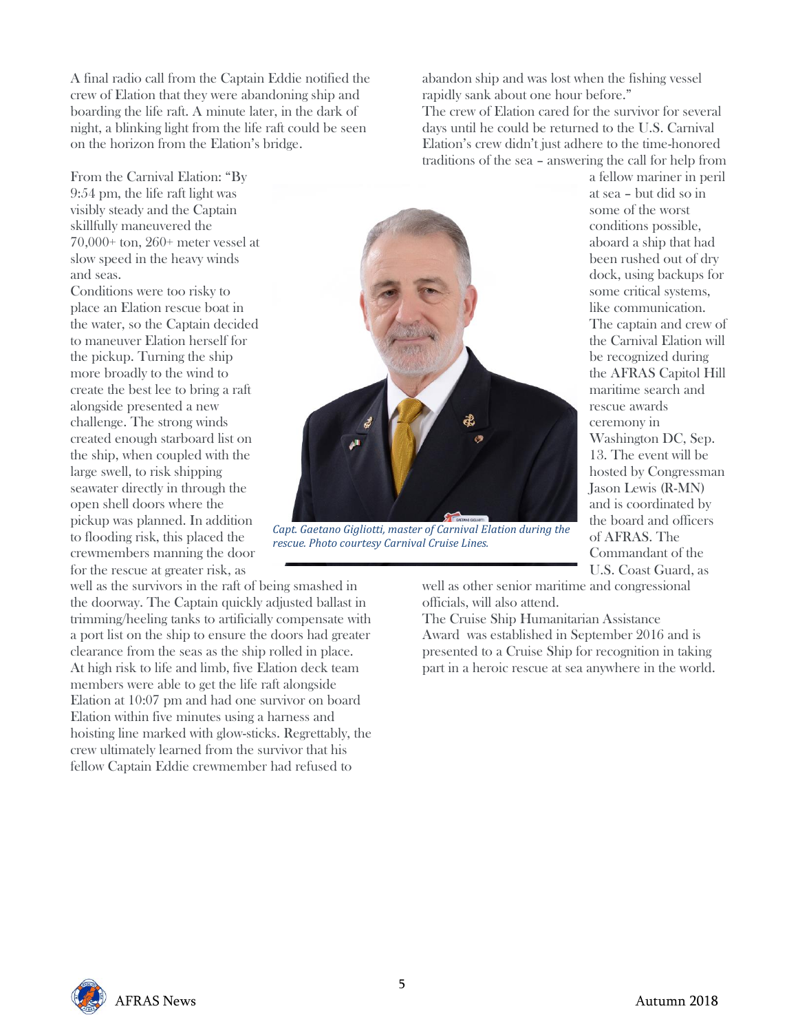A final radio call from the Captain Eddie notified the crew of Elation that they were abandoning ship and boarding the life raft. A minute later, in the dark of night, a blinking light from the life raft could be seen on the horizon from the Elation's bridge.

From the Carnival Elation: "By 9:54 pm, the life raft light was visibly steady and the Captain skillfully maneuvered the 70,000+ ton, 260+ meter vessel at slow speed in the heavy winds and seas.

Conditions were too risky to place an Elation rescue boat in the water, so the Captain decided to maneuver Elation herself for the pickup. Turning the ship more broadly to the wind to create the best lee to bring a raft alongside presented a new challenge. The strong winds created enough starboard list on the ship, when coupled with the large swell, to risk shipping seawater directly in through the open shell doors where the pickup was planned. In addition to flooding risk, this placed the crewmembers manning the door for the rescue at greater risk, as well as the survivors in the raft of being smashed in the doorway. The Captain quickly adjusted ballast in trimming/heeling tanks to artificially compensate with a port list on the ship to ensure the doors had greater clearance from the seas as the ship rolled in place. At high risk to life and limb, five Elation deck team members were able to get the life raft alongside Elation at 10:07 pm and had one survivor on board Elation within five minutes using a harness and hoisting line marked with glow-sticks. Regrettably, the crew ultimately learned from the survivor that his fellow Captain Eddie crewmember had refused to abandon ship and was lost when the fishing vessel rapidly sank about one hour before."

*Capt. Gaetano Gigliotti, master of Carnival Elation during the rescue. Photo courtesy Carnival Cruise Lines.*

The crew of Elation cared for the survivor for several days until he could be returned to the U.S. Carnival Elation's crew didn't just adhere to the time-honored traditions of the sea – answering the call for help from a fellow mariner in peril at sea – but did so in some of the worst conditions possible, aboard a ship that had been rushed out of dry dock, using backups for some critical systems, like communication.

The captain and crew of the Carnival Elation will be recognized during the AFRAS Capitol Hill maritime search and rescue awards ceremony in Washington DC, Sep. 13. The event will be hosted by Congressman Jason Lewis (R-MN) and is coordinated by the board and officers of AFRAS. The Commandant of the U.S. Coast Guard, as well as other senior maritime and congressional officials, will also attend.

The Cruise Ship Humanitarian Assistance Award was established in September 2016 and is presented to a Cruise Ship for recognition in taking part in a heroic rescue at sea anywhere in the world.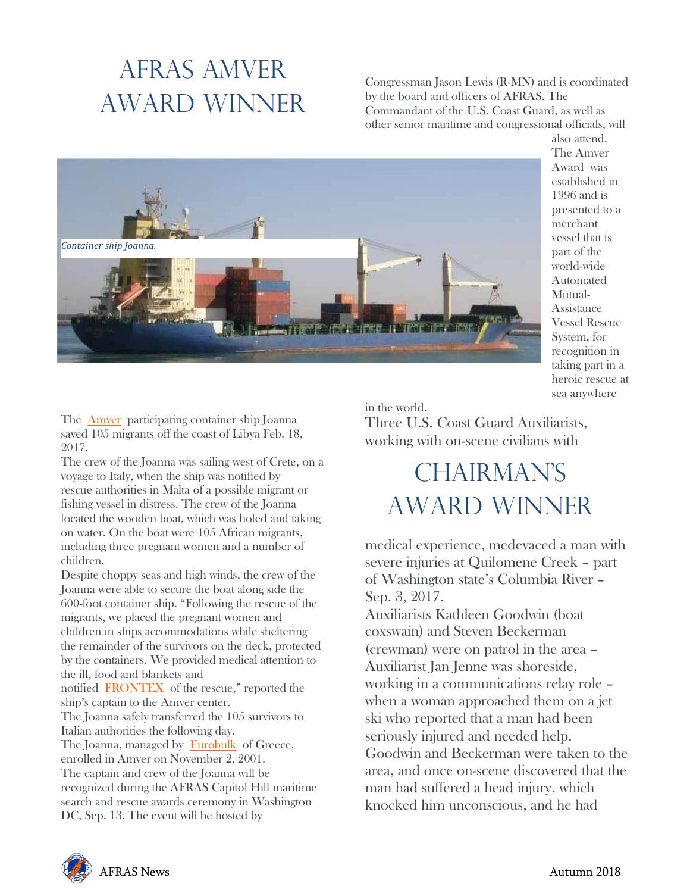# AFRAS AMVER AWARD WINNER

Container ship Joanna.

The Amver participating container ship Joanna saved 105 migrants off the coast of Libya Feb. 18, 2017.

The crew of the Joanna was sailing west of Crete, on a voyage to Italy, when the ship was notified by rescue authorities in Malta of a possible migrant or fishing vessel in distress. The crew of the Joanna located the wooden boat, which was holed and taking on water. On the boat were 105 African migrants, including three pregnant women and a number of children.

Despite choppy seas and high winds, the crew of the Joanna were able to secure the boat along side the 600-foot container ship. "Following the rescue of the migrants, we placed the pregnant women and children in ships accommodations while sheltering the remainder of the survivors on the deck, protected by the containers. We provided medical attention to the ill, food and blankets and notified FRONTEX of the rescue," reported the ship's captain to the Amver center.

The Joanna safely transferred the 105 survivors to Italian authorities the following day.

The Joanna, managed by Eurobulk of Greece, enrolled in Amver on November 2, 2001.

The captain and crew of the Joanna will be recognized during the AFRAS Capitol Hill maritime search and rescue awards ceremony in Washington DC, Sep. 13. The event will be hosted by Congressman Jason Lewis (R-MN) and is coordinated by the board and officers of AFRAS. The Commandant of the U.S. Coast Guard, as well as other senior maritime and congressional officials, will also attend.

The Amver Award was established in 1996 and is presented to a merchant vessel that is part of the world-wide Automated Mutual-Assistance Vessel Rescue System, for recognition in taking part in a heroic rescue at sea anywhere in the world.

# CHAIRMAN'S AWARD WINNER

Three U.S. Coast Guard Auxiliarists, working with on-scene civilians with medical experience, medevaced a man with severe injuries at Quilomene Creek – part of Washington state's Columbia River – Sep. 3, 2017.

Auxiliarists Kathleen Goodwin (boat coxswain) and Steven Beckerman (crewman) were on patrol in the area – Auxiliarist Jan Jenne was shoreside, working in a communications relay role – when a woman approached them on a jet ski who reported that a man had been seriously injured and needed help. Goodwin and Beckerman were taken to the area, and once on-scene discovered that the man had suffered a head injury, which knocked him unconscious, and he had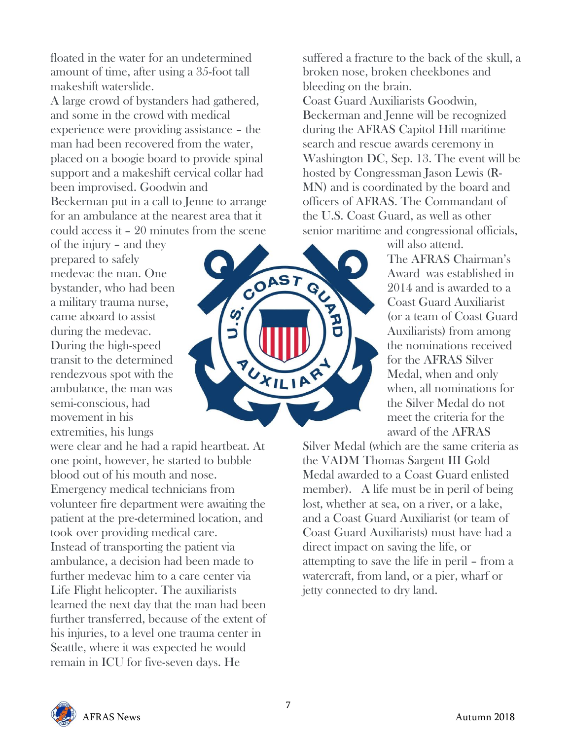floated in the water for an undetermined amount of time, after using a 35-foot tall makeshift waterslide.

A large crowd of bystanders had gathered, and some in the crowd with medical experience were providing assistance – the man had been recovered from the water, placed on a boogie board to provide spinal support and a makeshift cervical collar had been improvised. Goodwin and Beckerman put in a call to Jenne to arrange for an ambulance at the nearest area that it could access it – 20 minutes from the scene of the injury – and they prepared to safely medevac the man. One bystander, who had been a military trauma nurse, came aboard to assist during the medevac.

During the high-speed transit to the determined rendezvous spot with the ambulance, the man was semi-conscious, had movement in his extremities, his lungs were clear and he had a rapid heartbeat. At one point, however, he started to bubble blood out of his mouth and nose.

Emergency medical technicians from volunteer fire department were awaiting the patient at the pre-determined location, and took over providing medical care.

Instead of transporting the patient via ambulance, a decision had been made to further medevac him to a care center via Life Flight helicopter. The auxiliarists learned the next day that the man had been further transferred, because of the extent of his injuries, to a level one trauma center in Seattle, where it was expected he would remain in ICU for five-seven days. He suffered a fracture to the back of the skull, a broken nose, broken cheekbones and bleeding on the brain.

Coast Guard Auxiliarists Goodwin, Beckerman and Jenne will be recognized during the AFRAS Capitol Hill maritime search and rescue awards ceremony in Washington DC, Sep. 13. The event will be hosted by Congressman Jason Lewis (R-MN) and is coordinated by the board and officers of AFRAS. The Commandant of the U.S. Coast Guard, as well as other senior maritime and congressional officials, will also attend.

The AFRAS Chairman's Award was established in 2014 and is awarded to a Coast Guard Auxiliarist (or a team of Coast Guard Auxiliarists) from among the nominations received for the AFRAS Silver Medal, when and only when, all nominations for the Silver Medal do not meet the criteria for the award of the AFRAS Silver Medal (which are the same criteria as the VADM Thomas Sargent III Gold Medal awarded to a Coast Guard enlisted member). A life must be in peril of being lost, whether at sea, on a river, or a lake, and a Coast Guard Auxiliarist (or team of Coast Guard Auxiliarists) must have had a direct impact on saving the life, or attempting to save the life in peril – from a watercraft, from land, or a pier, wharf or jetty connected to dry land.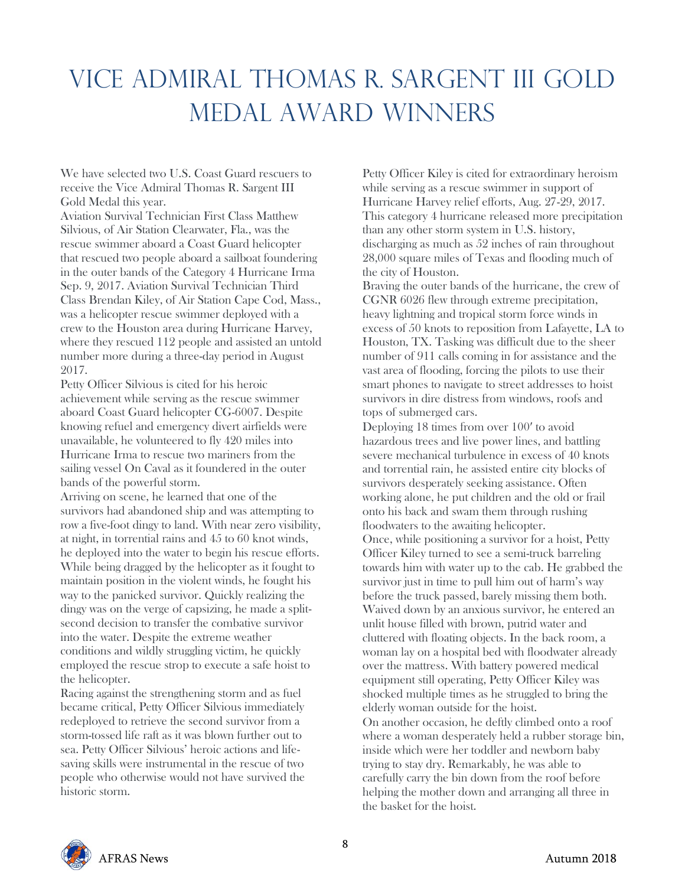# Vice Admiral Thomas R. Sargent III Gold Medal Award Winners

We have selected two U.S. Coast Guard rescuers to receive the Vice Admiral Thomas R. Sargent III Gold Medal this year.

Aviation Survival Technician First Class Matthew Silvious, of Air Station Clearwater, Fla., was the rescue swimmer aboard a Coast Guard helicopter that rescued two people aboard a sailboat foundering in the outer bands of the Category 4 Hurricane Irma Sep. 9, 2017. Aviation Survival Technician Third Class Brendan Kiley, of Air Station Cape Cod, Mass., was a helicopter rescue swimmer deployed with a crew to the Houston area during Hurricane Harvey, where they rescued 112 people and assisted an untold number more during a three-day period in August 2017.

Petty Officer Silvious is cited for his heroic achievement while serving as the rescue swimmer aboard Coast Guard helicopter CG-6007. Despite knowing refuel and emergency divert airfields were unavailable, he volunteered to fly 420 miles into Hurricane Irma to rescue two mariners from the sailing vessel On Caval as it foundered in the outer bands of the powerful storm.

Arriving on scene, he learned that one of the survivors had abandoned ship and was attempting to row a five-foot dingy to land. With near zero visibility, at night, in torrential rains and 45 to 60 knot winds, he deployed into the water to begin his rescue efforts. While being dragged by the helicopter as it fought to maintain position in the violent winds, he fought his way to the panicked survivor. Quickly realizing the dingy was on the verge of capsizing, he made a split-second decision to transfer the combative survivor into the water. Despite the extreme weather conditions and wildly struggling victim, he quickly employed the rescue strop to execute a safe hoist to the helicopter.

Racing against the strengthening storm and as fuel became critical, Petty Officer Silvious immediately redeployed to retrieve the second survivor from a storm-tossed life raft as it was blown further out to sea. Petty Officer Silvious' heroic actions and life-saving skills were instrumental in the rescue of two people who otherwise would not have survived the historic storm.

Petty Officer Kiley is cited for extraordinary heroism while serving as a rescue swimmer in support of Hurricane Harvey relief efforts, Aug. 27-29, 2017. This category 4 hurricane released more precipitation than any other storm system in U.S. history, discharging as much as 52 inches of rain throughout 28,000 square miles of Texas and flooding much of the city of Houston.

Braving the outer bands of the hurricane, the crew of CGNR 6026 flew through extreme precipitation, heavy lightning and tropical storm force winds in excess of 50 knots to reposition from Lafayette, LA to Houston, TX. Tasking was difficult due to the sheer number of 911 calls coming in for assistance and the vast area of flooding, forcing the pilots to use their smart phones to navigate to street addresses to hoist survivors in dire distress from windows, roofs and tops of submerged cars.

Deploying 18 times from over 100′ to avoid hazardous trees and live power lines, and battling severe mechanical turbulence in excess of 40 knots and torrential rain, he assisted entire city blocks of survivors desperately seeking assistance. Often working alone, he put children and the old or frail onto his back and swam them through rushing floodwaters to the awaiting helicopter.

Once, while positioning a survivor for a hoist, Petty Officer Kiley turned to see a semi-truck barreling towards him with water up to the cab. He grabbed the survivor just in time to pull him out of harm's way before the truck passed, barely missing them both.

Waived down by an anxious survivor, he entered an unlit house filled with brown, putrid water and cluttered with floating objects. In the back room, a woman lay on a hospital bed with floodwater already over the mattress. With battery powered medical equipment still operating, Petty Officer Kiley was shocked multiple times as he struggled to bring the elderly woman outside for the hoist.

On another occasion, he deftly climbed onto a roof where a woman desperately held a rubber storage bin, inside which were her toddler and newborn baby trying to stay dry. Remarkably, he was able to carefully carry the bin down from the roof before helping the mother down and arranging all three in the basket for the hoist.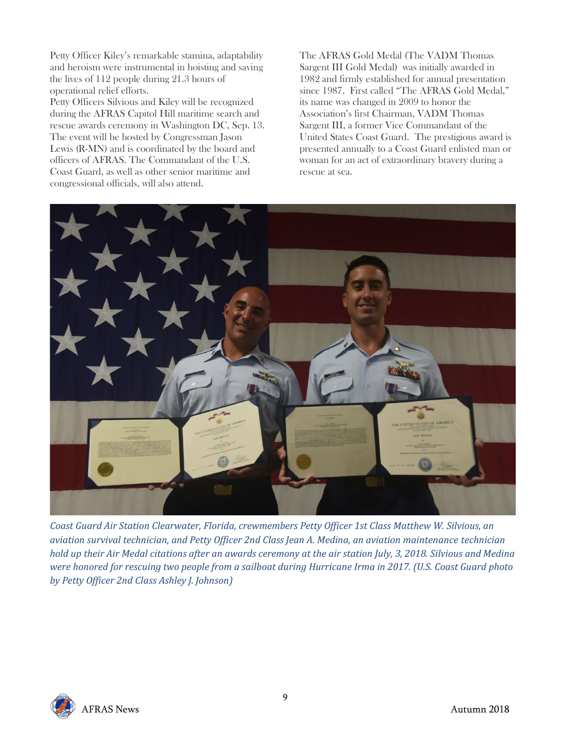Petty Officer Kiley's remarkable stamina, adaptability and heroism were instrumental in hoisting and saving the lives of 112 people during 21.3 hours of operational relief efforts.

Petty Officers Silvious and Kiley will be recognized during the AFRAS Capitol Hill maritime search and rescue awards ceremony in Washington DC, Sep. 13. The event will be hosted by Congressman Jason Lewis (R-MN) and is coordinated by the board and officers of AFRAS. The Commandant of the U.S. Coast Guard, as well as other senior maritime and congressional officials, will also attend.

The AFRAS Gold Medal (The VADM Thomas Sargent III Gold Medal) was initially awarded in 1982 and firmly established for annual presentation since 1987. First called "The AFRAS Gold Medal," its name was changed in 2009 to honor the Association's first Chairman, VADM Thomas Sargent III, a former Vice Commandant of the United States Coast Guard. The prestigious award is presented annually to a Coast Guard enlisted man or woman for an act of extraordinary bravery during a rescue at sea.

*Coast Guard Air Station Clearwater, Florida, crewmembers Petty Officer 1st Class Matthew W. Silvious, an aviation survival technician, and Petty Officer 2nd Class Jean A. Medina, an aviation maintenance technician hold up their Air Medal citations after an awards ceremony at the air station July, 3, 2018. Silvious and Medina were honored for rescuing two people from a sailboat during Hurricane Irma in 2017. (U.S. Coast Guard photo by Petty Officer 2nd Class Ashley J. Johnson)*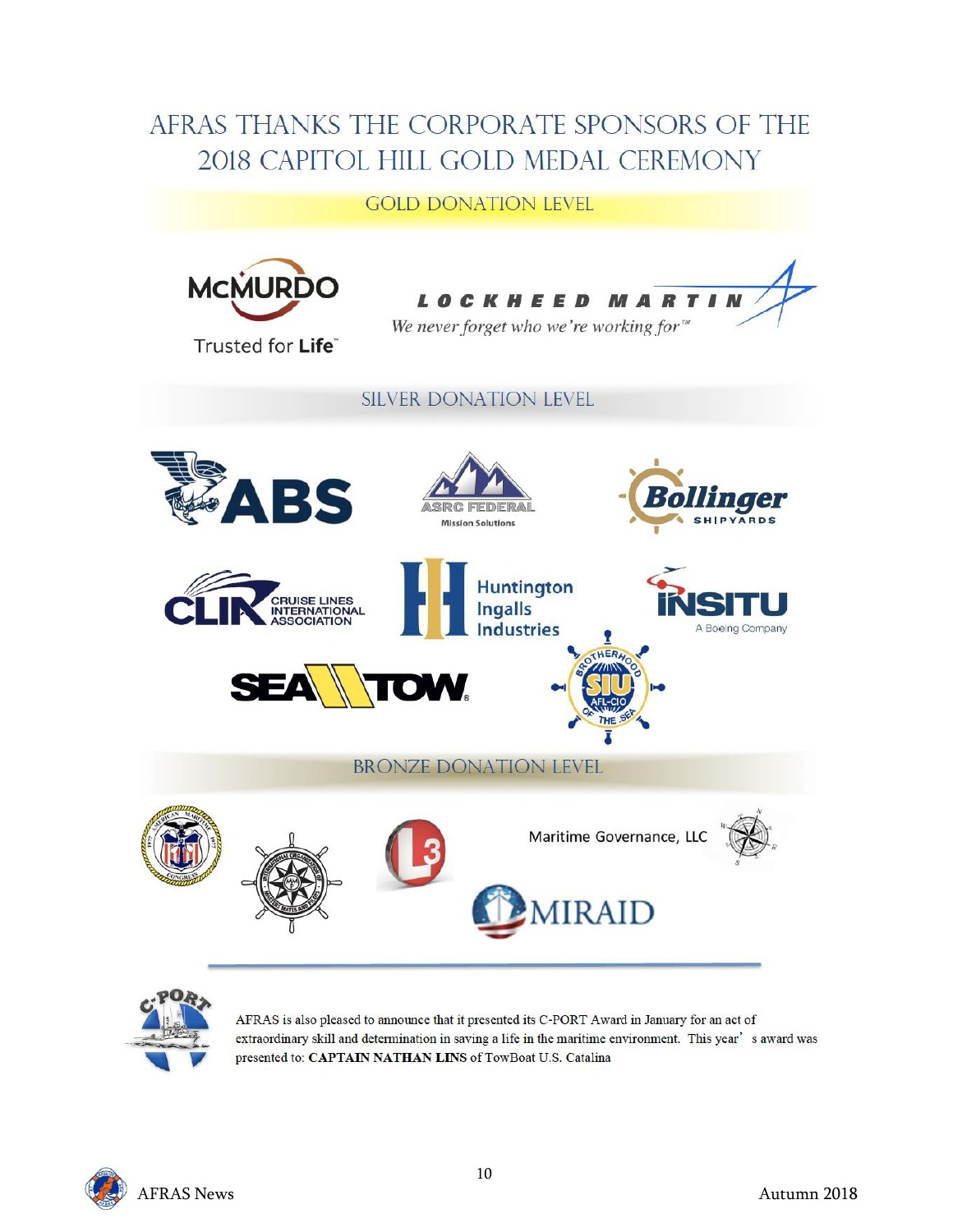# AFRAS THANKS THE CORPORATE SPONSORS OF THE 2018 CAPITOL HILL GOLD MEDAL CEREMONY

## GOLD DONATION LEVEL

McMURDO — Trusted for Life™

LOCKHEED MARTIN — *We never forget who we're working for™*

## SILVER DONATION LEVEL

ABS

ASRC FEDERAL — Mission Solutions

Bollinger SHIPYARDS

CLIA — CRUISE LINES INTERNATIONAL ASSOCIATION

Huntington Ingalls Industries

INSITU — A Boeing Company

SEA TOW®

SIU — Brotherhood of the Sea — AFL-CIO

## BRONZE DONATION LEVEL

American Maritime Congress

International Organization of Masters, Mates and Pilots

L3

Maritime Governance, LLC

MIRAID

---

AFRAS is also pleased to announce that it presented its C-PORT Award in January for an act of extraordinary skill and determination in saving a life in the maritime environment. This year's award was presented to: **CAPTAIN NATHAN LINS** of TowBoat U.S. Catalina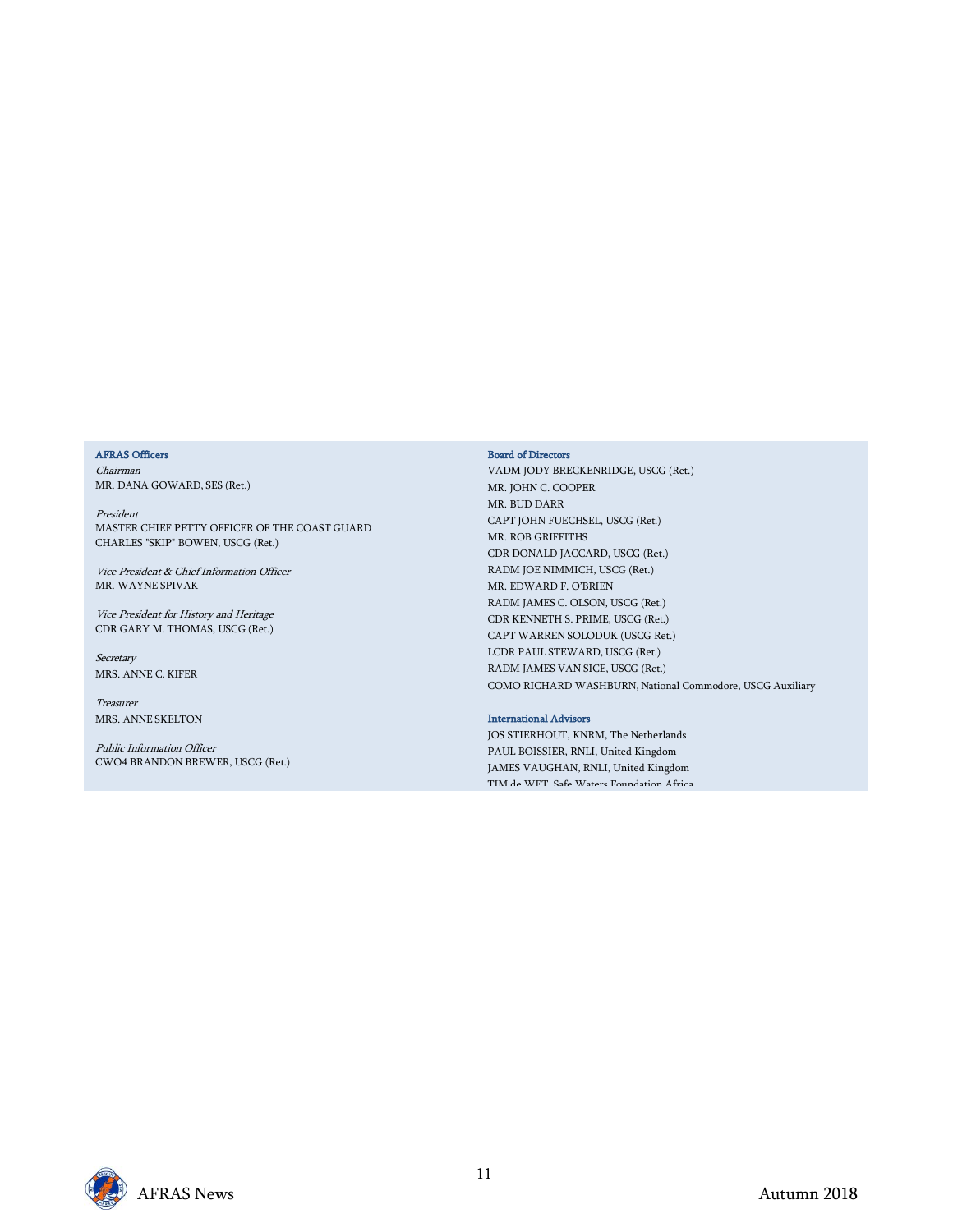## AFRAS Officers

*Chairman*
MR. DANA GOWARD, SES (Ret.)

*President*
MASTER CHIEF PETTY OFFICER OF THE COAST GUARD CHARLES "SKIP" BOWEN, USCG (Ret.)

*Vice President & Chief Information Officer*
MR. WAYNE SPIVAK

*Vice President for History and Heritage*
CDR GARY M. THOMAS, USCG (Ret.)

*Secretary*
MRS. ANNE C. KIFER

*Treasurer*
MRS. ANNE SKELTON

*Public Information Officer*
CWO4 BRANDON BREWER, USCG (Ret.)

## Board of Directors

VADM JODY BRECKENRIDGE, USCG (Ret.)
MR. JOHN C. COOPER
MR. BUD DARR
CAPT JOHN FUECHSEL, USCG (Ret.)
MR. ROB GRIFFITHS
CDR DONALD JACCARD, USCG (Ret.)
RADM JOE NIMMICH, USCG (Ret.)
MR. EDWARD F. O'BRIEN
RADM JAMES C. OLSON, USCG (Ret.)
CDR KENNETH S. PRIME, USCG (Ret.)
CAPT WARREN SOLODUK (USCG Ret.)
LCDR PAUL STEWARD, USCG (Ret.)
RADM JAMES VAN SICE, USCG (Ret.)
COMO RICHARD WASHBURN, National Commodore, USCG Auxiliary

## International Advisors

JOS STIERHOUT, KNRM, The Netherlands
PAUL BOISSIER, RNLI, United Kingdom
JAMES VAUGHAN, RNLI, United Kingdom
TIM de WET, Safe Waters Foundation Africa